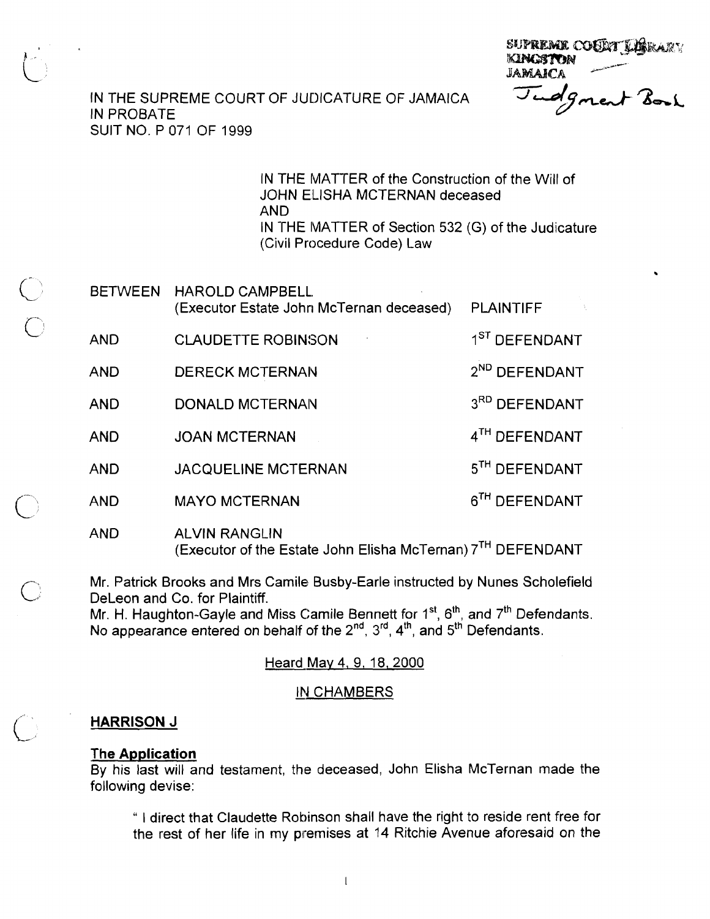SUPREME COURT LIBRARY
KINGSTON
JAMAICA
Judgment Book

IN THE SUPREME COURT OF JUDICATURE OF JAMAICA
IN PROBATE
SUIT NO. P 071 OF 1999

IN THE MATTER of the Construction of the Will of JOHN ELISHA MCTERNAN deceased
AND
IN THE MATTER of Section 532 (G) of the Judicature (Civil Procedure Code) Law

| | | |
|---|---|---|
| BETWEEN | HAROLD CAMPBELL (Executor Estate John McTernan deceased) | PLAINTIFF |
| AND | CLAUDETTE ROBINSON | 1ST DEFENDANT |
| AND | DERECK MCTERNAN | 2ND DEFENDANT |
| AND | DONALD MCTERNAN | 3RD DEFENDANT |
| AND | JOAN MCTERNAN | 4TH DEFENDANT |
| AND | JACQUELINE MCTERNAN | 5TH DEFENDANT |
| AND | MAYO MCTERNAN | 6TH DEFENDANT |
| AND | ALVIN RANGLIN (Executor of the Estate John Elisha McTernan) | 7TH DEFENDANT |

Mr. Patrick Brooks and Mrs Camile Busby-Earle instructed by Nunes Scholefield DeLeon and Co. for Plaintiff.
Mr. H. Haughton-Gayle and Miss Camile Bennett for 1st, 6th, and 7th Defendants.
No appearance entered on behalf of the 2nd, 3rd, 4th, and 5th Defendants.

Heard May 4, 9, 18, 2000

IN CHAMBERS

**HARRISON J**

**The Application**

By his last will and testament, the deceased, John Elisha McTernan made the following devise:

> " I direct that Claudette Robinson shall have the right to reside rent free for the rest of her life in my premises at 14 Ritchie Avenue aforesaid on the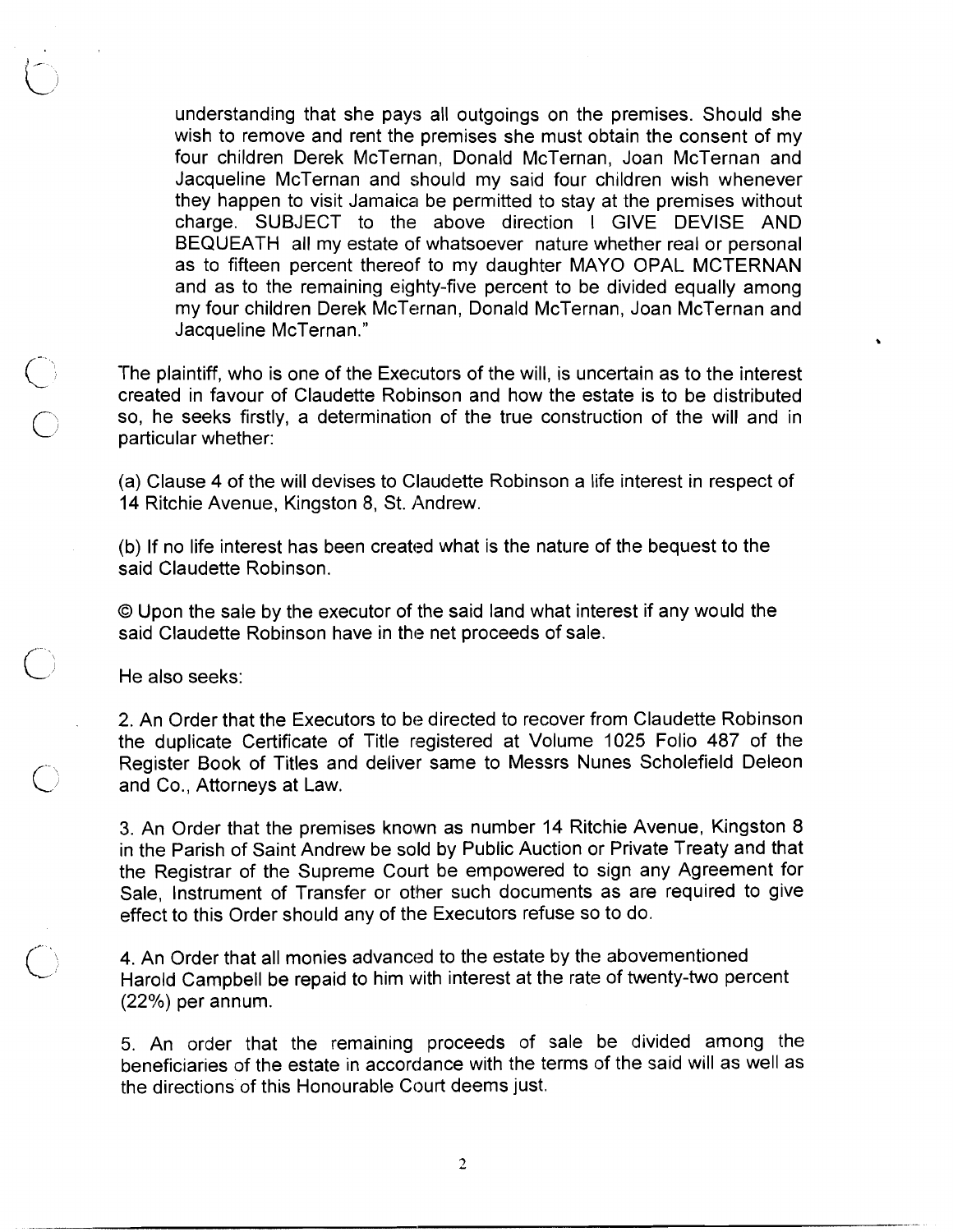understanding that she pays all outgoings on the premises. Should she wish to remove and rent the premises she must obtain the consent of my four children Derek McTernan, Donald McTernan, Joan McTernan and Jacqueline McTernan and should my said four children wish whenever they happen to visit Jamaica be permitted to stay at the premises without charge. SUBJECT to the above direction I GIVE DEVISE AND BEQUEATH all my estate of whatsoever nature whether real or personal as to fifteen percent thereof to my daughter MAYO OPAL MCTERNAN and as to the remaining eighty-five percent to be divided equally among my four children Derek McTernan, Donald McTernan, Joan McTernan and Jacqueline McTernan."

The plaintiff, who is one of the Executors of the will, is uncertain as to the interest created in favour of Claudette Robinson and how the estate is to be distributed so, he seeks firstly, a determination of the true construction of the will and in particular whether:

(a) Clause 4 of the will devises to Claudette Robinson a life interest in respect of 14 Ritchie Avenue, Kingston 8, St. Andrew.

(b) If no life interest has been created what is the nature of the bequest to the said Claudette Robinson.

© Upon the sale by the executor of the said land what interest if any would the said Claudette Robinson have in the net proceeds of sale.

He also seeks:

2. An Order that the Executors to be directed to recover from Claudette Robinson the duplicate Certificate of Title registered at Volume 1025 Folio 487 of the Register Book of Titles and deliver same to Messrs Nunes Scholefield Deleon and Co., Attorneys at Law.

3. An Order that the premises known as number 14 Ritchie Avenue, Kingston 8 in the Parish of Saint Andrew be sold by Public Auction or Private Treaty and that the Registrar of the Supreme Court be empowered to sign any Agreement for Sale, Instrument of Transfer or other such documents as are required to give effect to this Order should any of the Executors refuse so to do.

4. An Order that all monies advanced to the estate by the abovementioned Harold Campbell be repaid to him with interest at the rate of twenty-two percent (22%) per annum.

5. An order that the remaining proceeds of sale be divided among the beneficiaries of the estate in accordance with the terms of the said will as well as the directions of this Honourable Court deems just.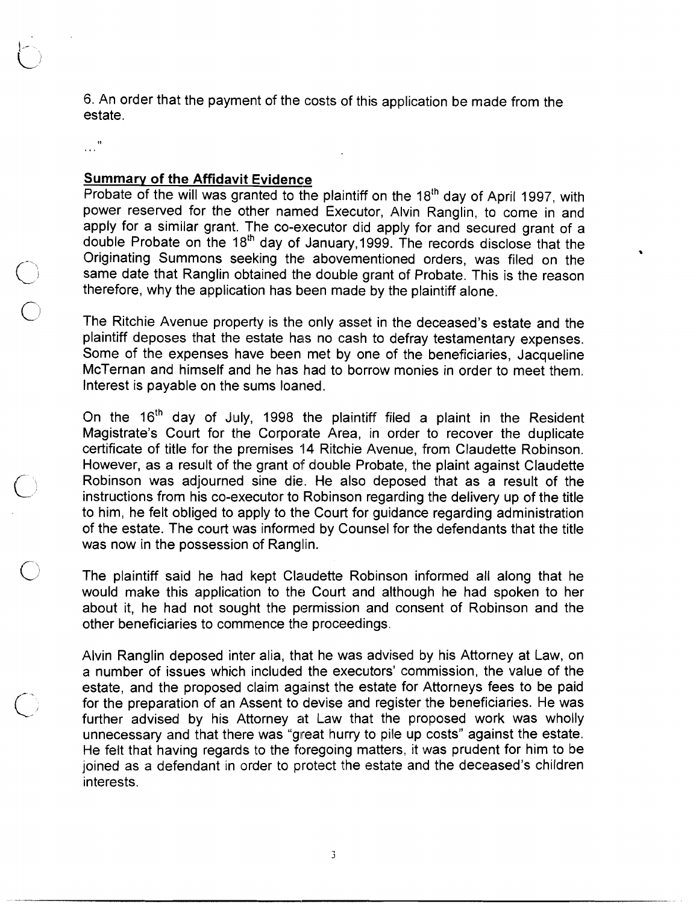6. An order that the payment of the costs of this application be made from the estate.

..."

**Summary of the Affidavit Evidence**

Probate of the will was granted to the plaintiff on the 18th day of April 1997, with power reserved for the other named Executor, Alvin Ranglin, to come in and apply for a similar grant. The co-executor did apply for and secured grant of a double Probate on the 18th day of January,1999. The records disclose that the Originating Summons seeking the abovementioned orders, was filed on the same date that Ranglin obtained the double grant of Probate. This is the reason therefore, why the application has been made by the plaintiff alone.

The Ritchie Avenue property is the only asset in the deceased's estate and the plaintiff deposes that the estate has no cash to defray testamentary expenses. Some of the expenses have been met by one of the beneficiaries, Jacqueline McTernan and himself and he has had to borrow monies in order to meet them. Interest is payable on the sums loaned.

On the 16th day of July, 1998 the plaintiff filed a plaint in the Resident Magistrate's Court for the Corporate Area, in order to recover the duplicate certificate of title for the premises 14 Ritchie Avenue, from Claudette Robinson. However, as a result of the grant of double Probate, the plaint against Claudette Robinson was adjourned sine die. He also deposed that as a result of the instructions from his co-executor to Robinson regarding the delivery up of the title to him, he felt obliged to apply to the Court for guidance regarding administration of the estate. The court was informed by Counsel for the defendants that the title was now in the possession of Ranglin.

The plaintiff said he had kept Claudette Robinson informed all along that he would make this application to the Court and although he had spoken to her about it, he had not sought the permission and consent of Robinson and the other beneficiaries to commence the proceedings.

Alvin Ranglin deposed inter alia, that he was advised by his Attorney at Law, on a number of issues which included the executors' commission, the value of the estate, and the proposed claim against the estate for Attorneys fees to be paid for the preparation of an Assent to devise and register the beneficiaries. He was further advised by his Attorney at Law that the proposed work was wholly unnecessary and that there was "great hurry to pile up costs" against the estate. He felt that having regards to the foregoing matters, it was prudent for him to be joined as a defendant in order to protect the estate and the deceased's children interests.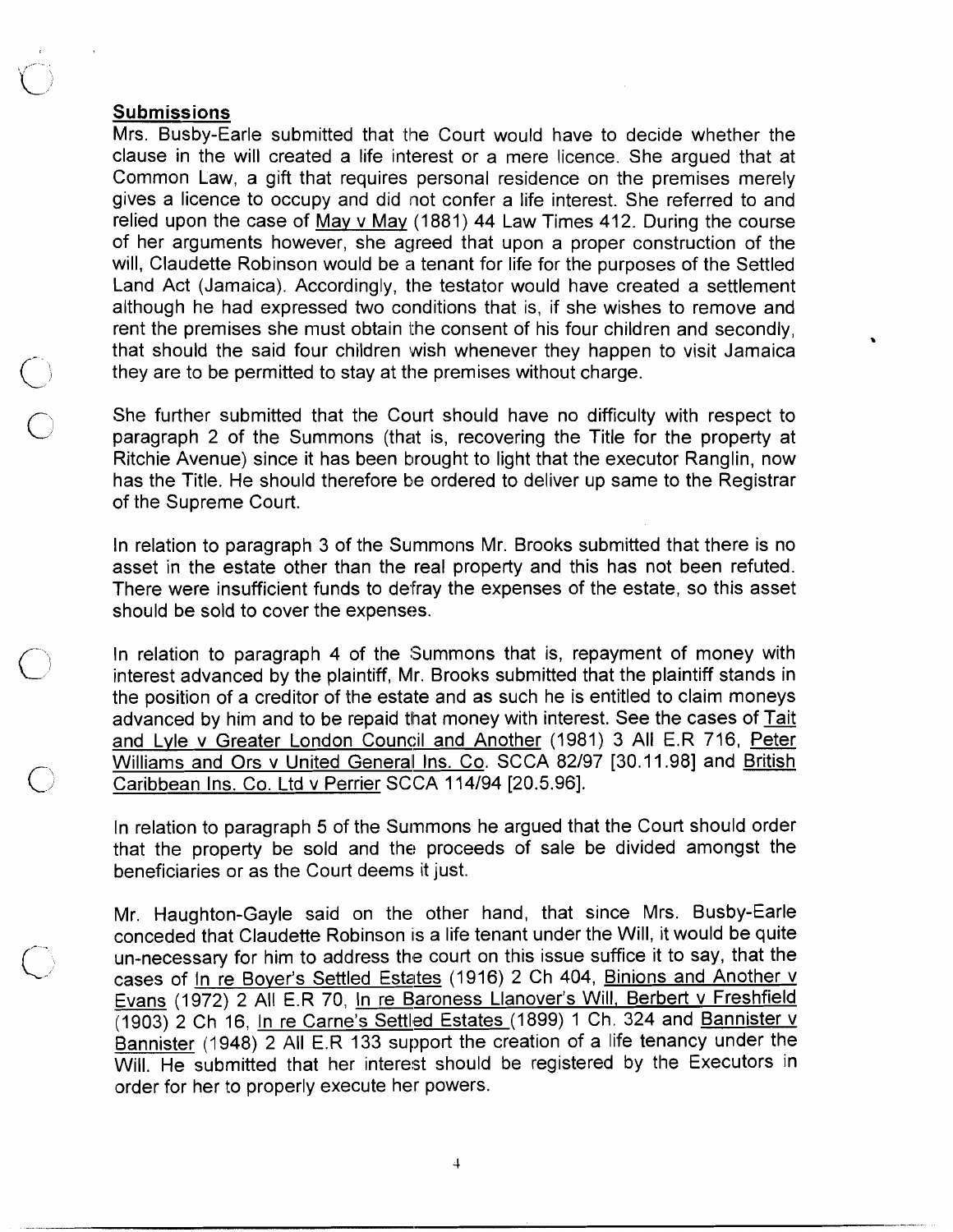## Submissions

Mrs. Busby-Earle submitted that the Court would have to decide whether the clause in the will created a life interest or a mere licence. She argued that at Common Law, a gift that requires personal residence on the premises merely gives a licence to occupy and did not confer a life interest. She referred to and relied upon the case of May v May (1881) 44 Law Times 412. During the course of her arguments however, she agreed that upon a proper construction of the will, Claudette Robinson would be a tenant for life for the purposes of the Settled Land Act (Jamaica). Accordingly, the testator would have created a settlement although he had expressed two conditions that is, if she wishes to remove and rent the premises she must obtain the consent of his four children and secondly, that should the said four children wish whenever they happen to visit Jamaica they are to be permitted to stay at the premises without charge.

She further submitted that the Court should have no difficulty with respect to paragraph 2 of the Summons (that is, recovering the Title for the property at Ritchie Avenue) since it has been brought to light that the executor Ranglin, now has the Title. He should therefore be ordered to deliver up same to the Registrar of the Supreme Court.

In relation to paragraph 3 of the Summons Mr. Brooks submitted that there is no asset in the estate other than the real property and this has not been refuted. There were insufficient funds to defray the expenses of the estate, so this asset should be sold to cover the expenses.

In relation to paragraph 4 of the Summons that is, repayment of money with interest advanced by the plaintiff, Mr. Brooks submitted that the plaintiff stands in the position of a creditor of the estate and as such he is entitled to claim moneys advanced by him and to be repaid that money with interest. See the cases of Tait and Lyle v Greater London Council and Another (1981) 3 All E.R 716, Peter Williams and Ors v United General Ins. Co. SCCA 82/97 [30.11.98] and British Caribbean Ins. Co. Ltd v Perrier SCCA 114/94 [20.5.96].

In relation to paragraph 5 of the Summons he argued that the Court should order that the property be sold and the proceeds of sale be divided amongst the beneficiaries or as the Court deems it just.

Mr. Haughton-Gayle said on the other hand, that since Mrs. Busby-Earle conceded that Claudette Robinson is a life tenant under the Will, it would be quite un-necessary for him to address the court on this issue suffice it to say, that the cases of In re Boyer's Settled Estates (1916) 2 Ch 404, Binions and Another v Evans (1972) 2 All E.R 70, In re Baroness Llanover's Will, Berbert v Freshfield (1903) 2 Ch 16, In re Carne's Settled Estates (1899) 1 Ch. 324 and Bannister v Bannister (1948) 2 All E.R 133 support the creation of a life tenancy under the Will. He submitted that her interest should be registered by the Executors in order for her to properly execute her powers.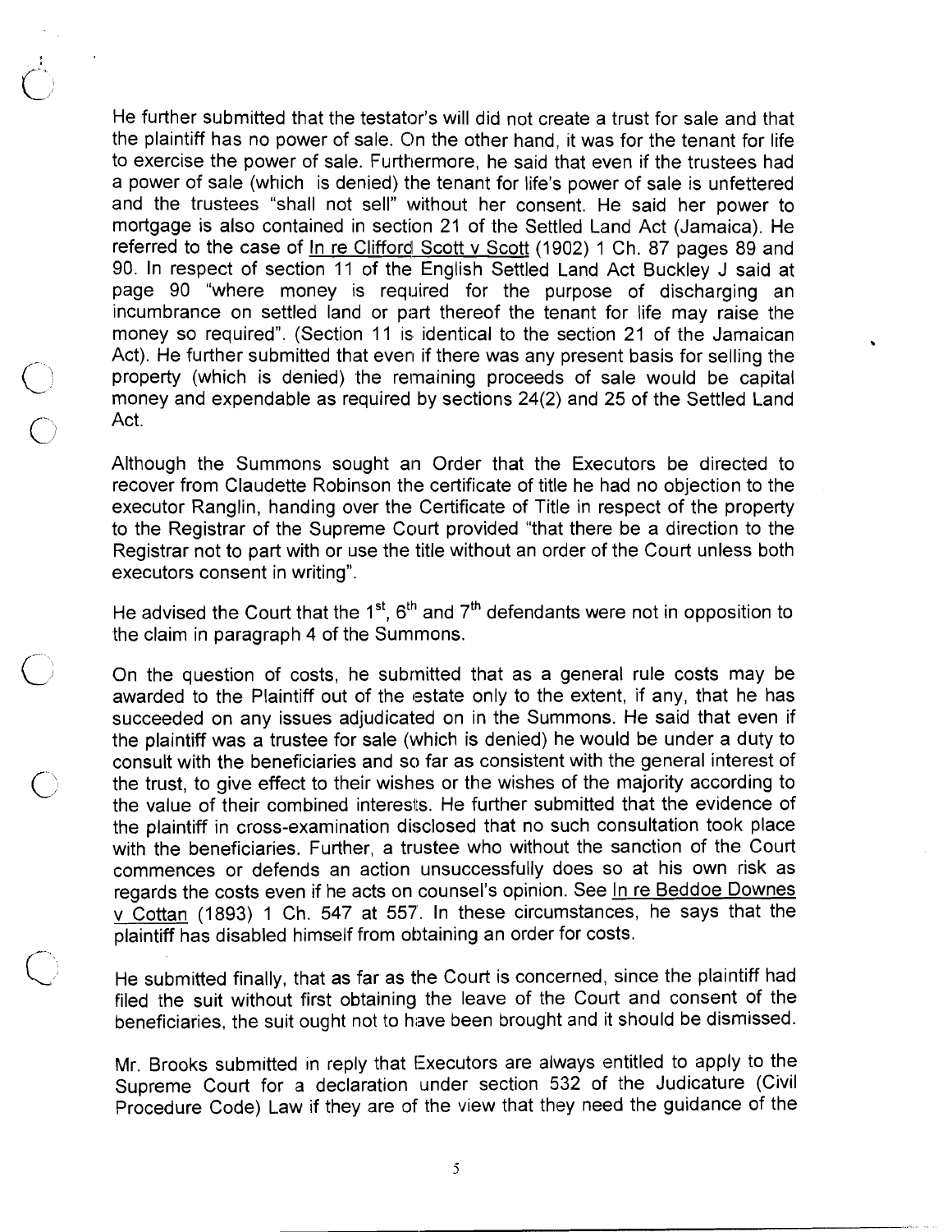He further submitted that the testator's will did not create a trust for sale and that the plaintiff has no power of sale. On the other hand, it was for the tenant for life to exercise the power of sale. Furthermore, he said that even if the trustees had a power of sale (which is denied) the tenant for life's power of sale is unfettered and the trustees "shall not sell" without her consent. He said her power to mortgage is also contained in section 21 of the Settled Land Act (Jamaica). He referred to the case of In re Clifford Scott v Scott (1902) 1 Ch. 87 pages 89 and 90. In respect of section 11 of the English Settled Land Act Buckley J said at page 90 "where money is required for the purpose of discharging an incumbrance on settled land or part thereof the tenant for life may raise the money so required". (Section 11 is identical to the section 21 of the Jamaican Act). He further submitted that even if there was any present basis for selling the property (which is denied) the remaining proceeds of sale would be capital money and expendable as required by sections 24(2) and 25 of the Settled Land Act.

Although the Summons sought an Order that the Executors be directed to recover from Claudette Robinson the certificate of title he had no objection to the executor Ranglin, handing over the Certificate of Title in respect of the property to the Registrar of the Supreme Court provided "that there be a direction to the Registrar not to part with or use the title without an order of the Court unless both executors consent in writing".

He advised the Court that the 1st, 6th and 7th defendants were not in opposition to the claim in paragraph 4 of the Summons.

On the question of costs, he submitted that as a general rule costs may be awarded to the Plaintiff out of the estate only to the extent, if any, that he has succeeded on any issues adjudicated on in the Summons. He said that even if the plaintiff was a trustee for sale (which is denied) he would be under a duty to consult with the beneficiaries and so far as consistent with the general interest of the trust, to give effect to their wishes or the wishes of the majority according to the value of their combined interests. He further submitted that the evidence of the plaintiff in cross-examination disclosed that no such consultation took place with the beneficiaries. Further, a trustee who without the sanction of the Court commences or defends an action unsuccessfully does so at his own risk as regards the costs even if he acts on counsel's opinion. See In re Beddoe Downes v Cottan (1893) 1 Ch. 547 at 557. In these circumstances, he says that the plaintiff has disabled himself from obtaining an order for costs.

He submitted finally, that as far as the Court is concerned, since the plaintiff had filed the suit without first obtaining the leave of the Court and consent of the beneficiaries, the suit ought not to have been brought and it should be dismissed.

Mr. Brooks submitted in reply that Executors are always entitled to apply to the Supreme Court for a declaration under section 532 of the Judicature (Civil Procedure Code) Law if they are of the view that they need the guidance of the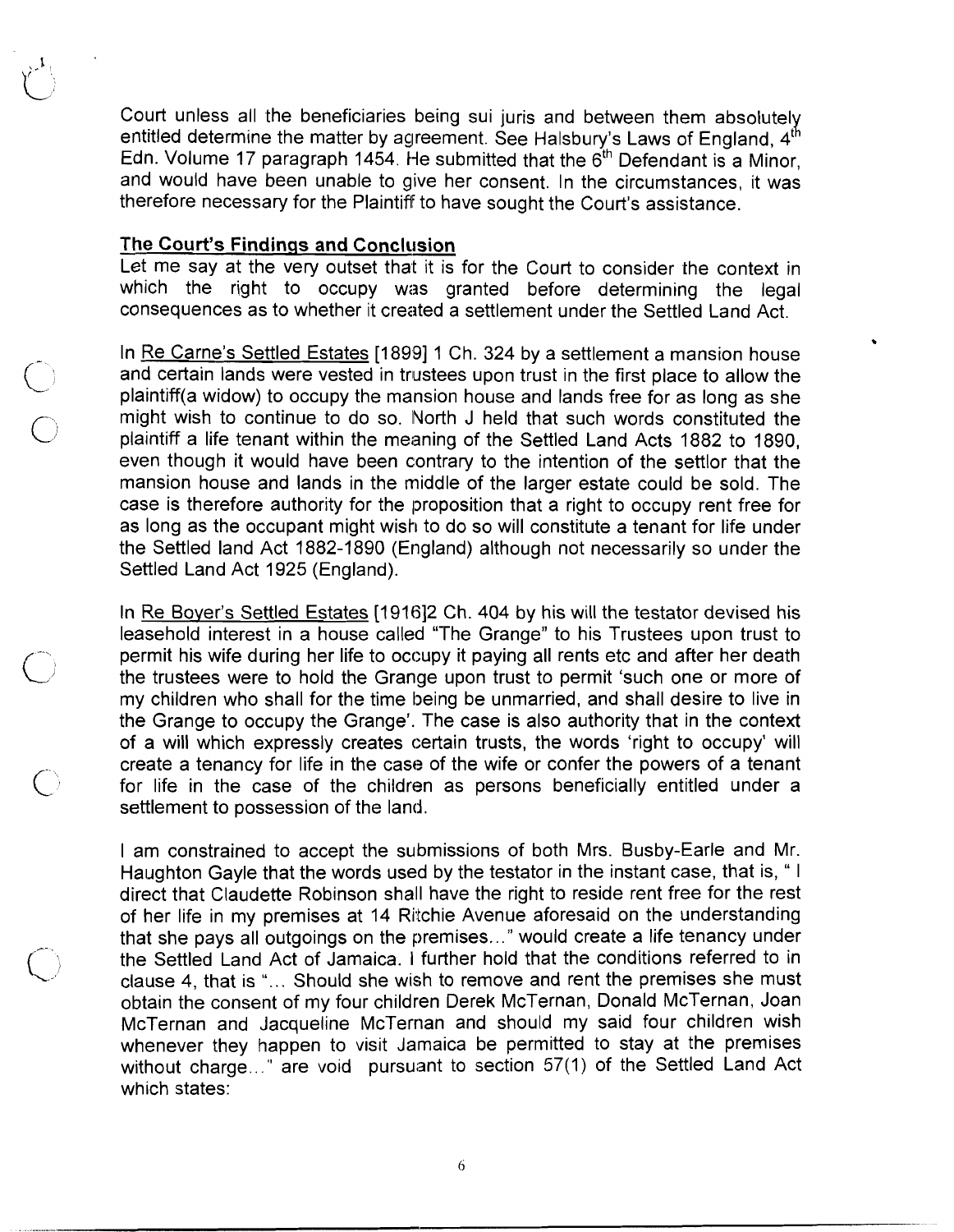Court unless all the beneficiaries being sui juris and between them absolutely entitled determine the matter by agreement. See Halsbury's Laws of England, 4th Edn. Volume 17 paragraph 1454. He submitted that the 6th Defendant is a Minor, and would have been unable to give her consent. In the circumstances, it was therefore necessary for the Plaintiff to have sought the Court's assistance.

## The Court's Findings and Conclusion

Let me say at the very outset that it is for the Court to consider the context in which the right to occupy was granted before determining the legal consequences as to whether it created a settlement under the Settled Land Act.

In Re Carne's Settled Estates [1899] 1 Ch. 324 by a settlement a mansion house and certain lands were vested in trustees upon trust in the first place to allow the plaintiff(a widow) to occupy the mansion house and lands free for as long as she might wish to continue to do so. North J held that such words constituted the plaintiff a life tenant within the meaning of the Settled Land Acts 1882 to 1890, even though it would have been contrary to the intention of the settlor that the mansion house and lands in the middle of the larger estate could be sold. The case is therefore authority for the proposition that a right to occupy rent free for as long as the occupant might wish to do so will constitute a tenant for life under the Settled land Act 1882-1890 (England) although not necessarily so under the Settled Land Act 1925 (England).

In Re Boyer's Settled Estates [1916]2 Ch. 404 by his will the testator devised his leasehold interest in a house called "The Grange" to his Trustees upon trust to permit his wife during her life to occupy it paying all rents etc and after her death the trustees were to hold the Grange upon trust to permit 'such one or more of my children who shall for the time being be unmarried, and shall desire to live in the Grange to occupy the Grange'. The case is also authority that in the context of a will which expressly creates certain trusts, the words 'right to occupy' will create a tenancy for life in the case of the wife or confer the powers of a tenant for life in the case of the children as persons beneficially entitled under a settlement to possession of the land.

I am constrained to accept the submissions of both Mrs. Busby-Earle and Mr. Haughton Gayle that the words used by the testator in the instant case, that is, " I direct that Claudette Robinson shall have the right to reside rent free for the rest of her life in my premises at 14 Ritchie Avenue aforesaid on the understanding that she pays all outgoings on the premises..." would create a life tenancy under the Settled Land Act of Jamaica. I further hold that the conditions referred to in clause 4, that is "... Should she wish to remove and rent the premises she must obtain the consent of my four children Derek McTernan, Donald McTernan, Joan McTernan and Jacqueline McTernan and should my said four children wish whenever they happen to visit Jamaica be permitted to stay at the premises without charge..." are void pursuant to section 57(1) of the Settled Land Act which states: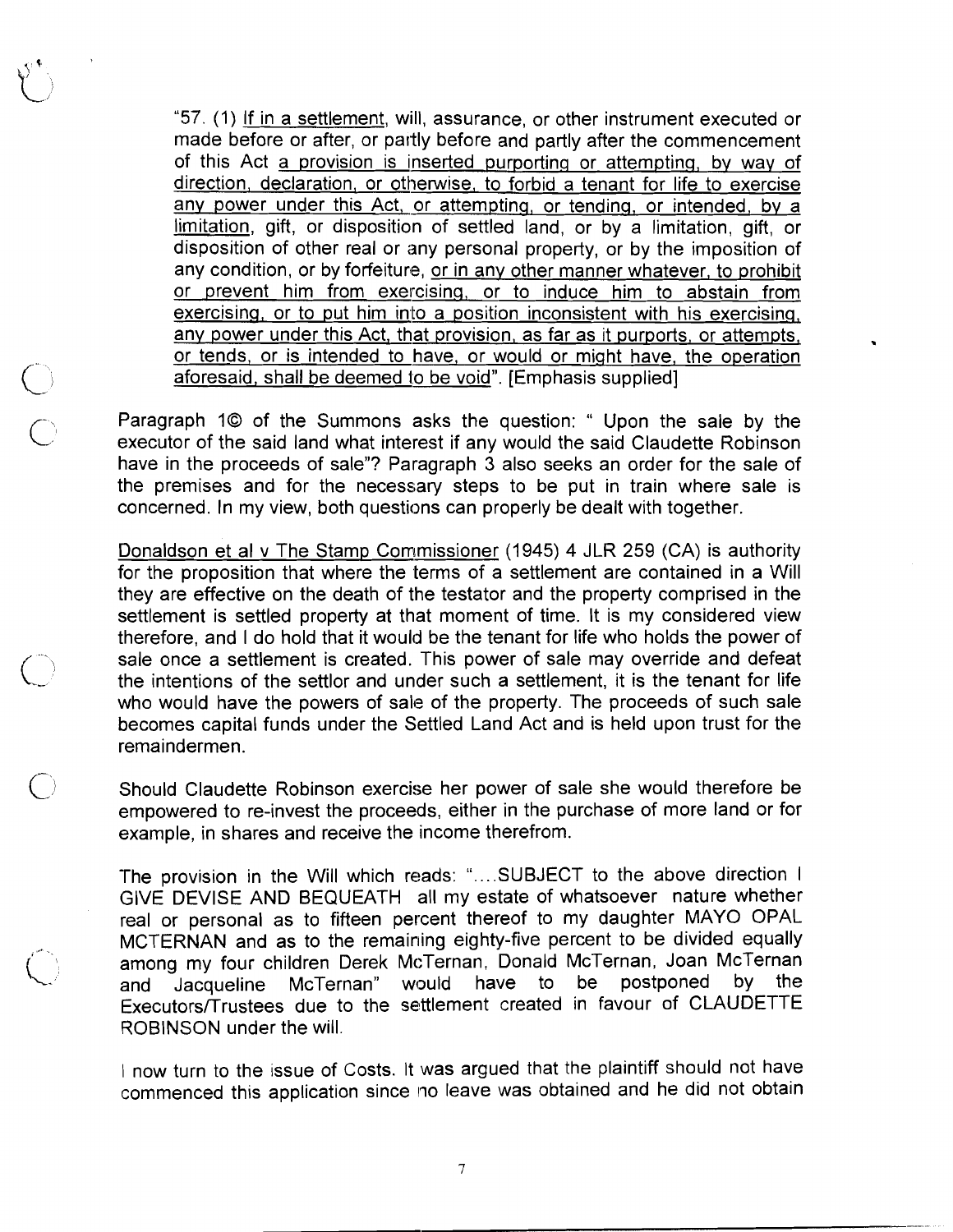"57. (1) <u>If in a settlement</u>, will, assurance, or other instrument executed or made before or after, or partly before and partly after the commencement of this Act <u>a provision is inserted purporting or attempting, by way of direction, declaration, or otherwise, to forbid a tenant for life to exercise any power under this Act, or attempting, or tending, or intended, by a limitation</u>, gift, or disposition of settled land, or by a limitation, gift, or disposition of other real or any personal property, or by the imposition of any condition, or by forfeiture, <u>or in any other manner whatever, to prohibit or prevent him from exercising, or to induce him to abstain from exercising, or to put him into a position inconsistent with his exercising, any power under this Act, that provision, as far as it purports, or attempts, or tends, or is intended to have, or would or might have, the operation aforesaid, shall be deemed to be void</u>". [Emphasis supplied]

Paragraph 1© of the Summons asks the question: " Upon the sale by the executor of the said land what interest if any would the said Claudette Robinson have in the proceeds of sale"? Paragraph 3 also seeks an order for the sale of the premises and for the necessary steps to be put in train where sale is concerned. In my view, both questions can properly be dealt with together.

<u>Donaldson et al v The Stamp Commissioner</u> (1945) 4 JLR 259 (CA) is authority for the proposition that where the terms of a settlement are contained in a Will they are effective on the death of the testator and the property comprised in the settlement is settled property at that moment of time. It is my considered view therefore, and I do hold that it would be the tenant for life who holds the power of sale once a settlement is created. This power of sale may override and defeat the intentions of the settlor and under such a settlement, it is the tenant for life who would have the powers of sale of the property. The proceeds of such sale becomes capital funds under the Settled Land Act and is held upon trust for the remaindermen.

Should Claudette Robinson exercise her power of sale she would therefore be empowered to re-invest the proceeds, either in the purchase of more land or for example, in shares and receive the income therefrom.

The provision in the Will which reads: "....SUBJECT to the above direction I GIVE DEVISE AND BEQUEATH all my estate of whatsoever nature whether real or personal as to fifteen percent thereof to my daughter MAYO OPAL MCTERNAN and as to the remaining eighty-five percent to be divided equally among my four children Derek McTernan, Donald McTernan, Joan McTernan and Jacqueline McTernan" would have to be postponed by the Executors/Trustees due to the settlement created in favour of CLAUDETTE ROBINSON under the will.

I now turn to the issue of Costs. It was argued that the plaintiff should not have commenced this application since no leave was obtained and he did not obtain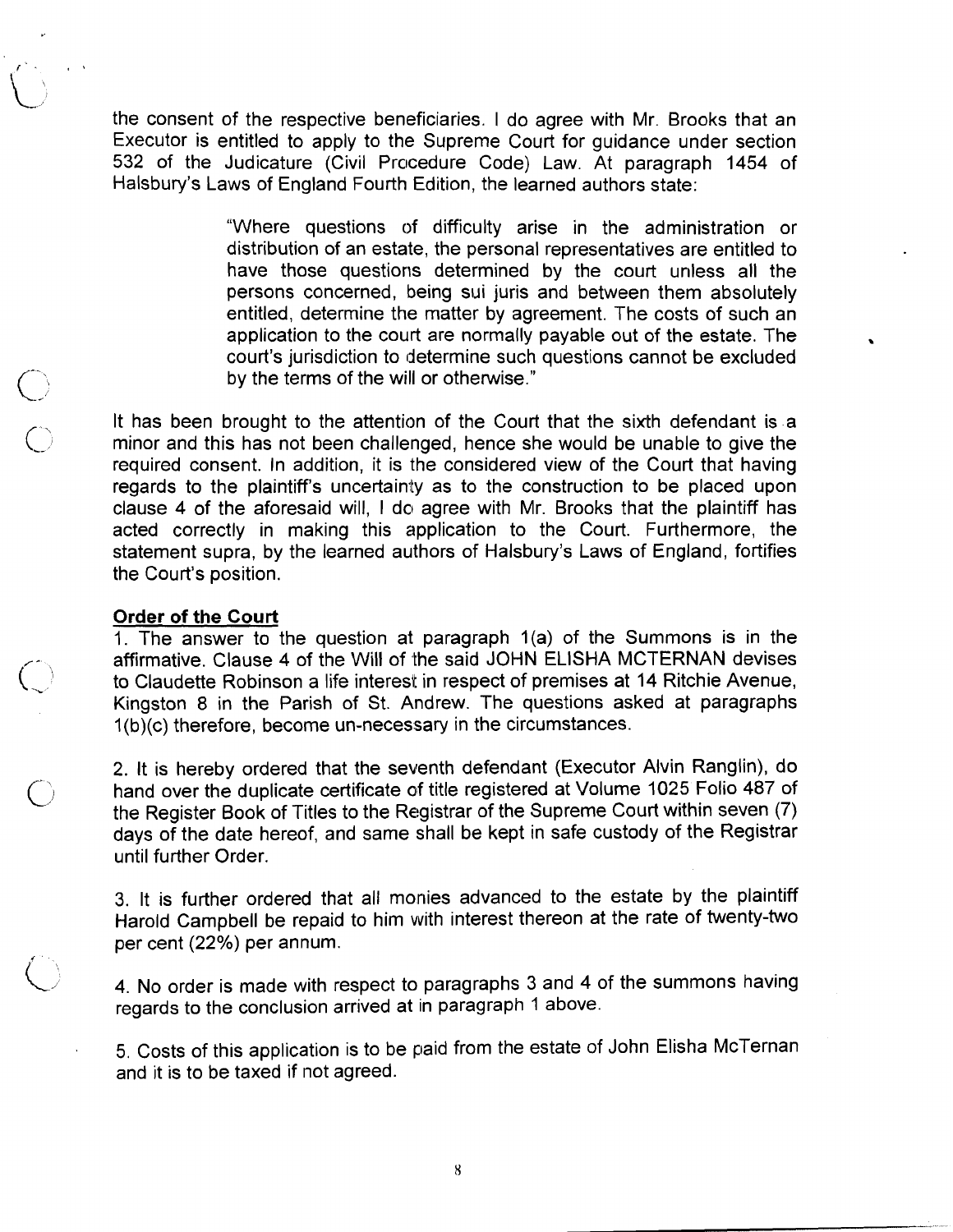the consent of the respective beneficiaries. I do agree with Mr. Brooks that an Executor is entitled to apply to the Supreme Court for guidance under section 532 of the Judicature (Civil Procedure Code) Law. At paragraph 1454 of Halsbury's Laws of England Fourth Edition, the learned authors state:

> "Where questions of difficulty arise in the administration or distribution of an estate, the personal representatives are entitled to have those questions determined by the court unless all the persons concerned, being sui juris and between them absolutely entitled, determine the matter by agreement. The costs of such an application to the court are normally payable out of the estate. The court's jurisdiction to determine such questions cannot be excluded by the terms of the will or otherwise."

It has been brought to the attention of the Court that the sixth defendant is a minor and this has not been challenged, hence she would be unable to give the required consent. In addition, it is the considered view of the Court that having regards to the plaintiff's uncertainty as to the construction to be placed upon clause 4 of the aforesaid will, I do agree with Mr. Brooks that the plaintiff has acted correctly in making this application to the Court. Furthermore, the statement supra, by the learned authors of Halsbury's Laws of England, fortifies the Court's position.

**Order of the Court**

1. The answer to the question at paragraph 1(a) of the Summons is in the affirmative. Clause 4 of the Will of the said JOHN ELISHA MCTERNAN devises to Claudette Robinson a life interest in respect of premises at 14 Ritchie Avenue, Kingston 8 in the Parish of St. Andrew. The questions asked at paragraphs 1(b)(c) therefore, become un-necessary in the circumstances.

2. It is hereby ordered that the seventh defendant (Executor Alvin Ranglin), do hand over the duplicate certificate of title registered at Volume 1025 Folio 487 of the Register Book of Titles to the Registrar of the Supreme Court within seven (7) days of the date hereof, and same shall be kept in safe custody of the Registrar until further Order.

3. It is further ordered that all monies advanced to the estate by the plaintiff Harold Campbell be repaid to him with interest thereon at the rate of twenty-two per cent (22%) per annum.

4. No order is made with respect to paragraphs 3 and 4 of the summons having regards to the conclusion arrived at in paragraph 1 above.

5. Costs of this application is to be paid from the estate of John Elisha McTernan and it is to be taxed if not agreed.